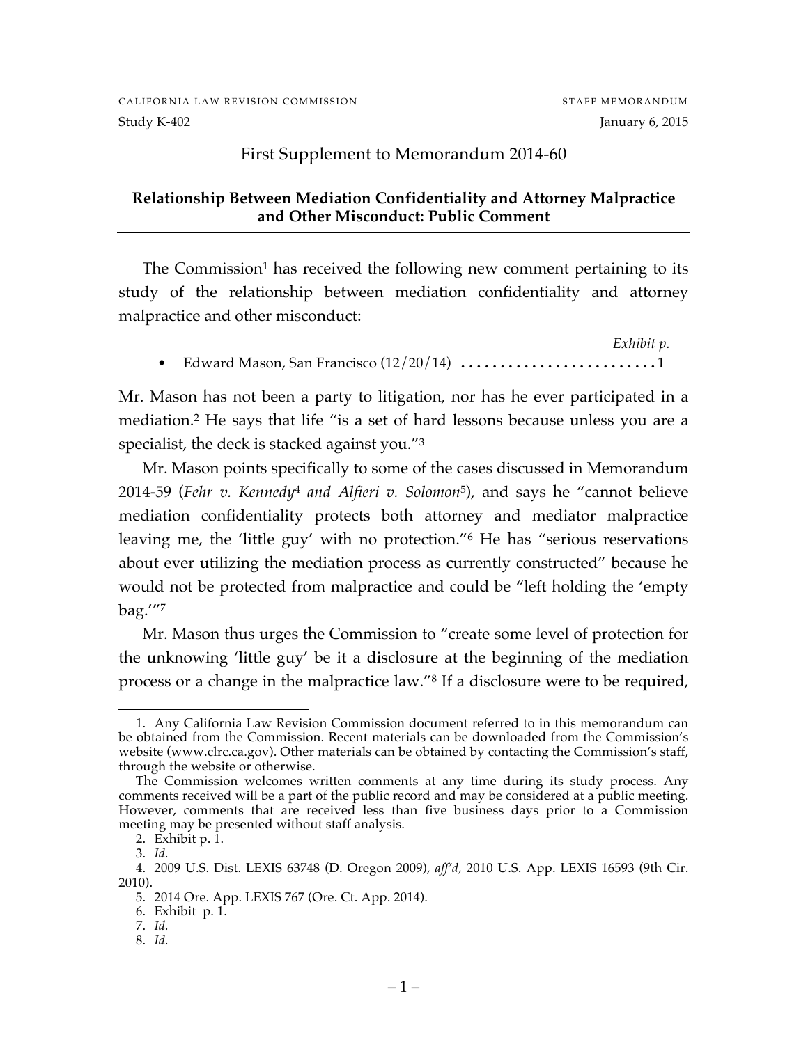CALIFORNIA LAW REVISION COMMISSION STAFF MEMORANDUM

Study K-402 January 6, 2015

## First Supplement to Memorandum 2014-60

**Relationship Between Mediation Confidentiality and Attorney Malpractice and Other Misconduct: Public Comment**

The Commission[1] has received the following new comment pertaining to its study of the relationship between mediation confidentiality and attorney malpractice and other misconduct:

*Exhibit p.*

- Edward Mason, San Francisco (12/20/14) .......................... 1

Mr. Mason has not been a party to litigation, nor has he ever participated in a mediation.[2] He says that life "is a set of hard lessons because unless you are a specialist, the deck is stacked against you."[3]

Mr. Mason points specifically to some of the cases discussed in Memorandum 2014-59 (*Fehr v. Kennedy*[4] *and Alfieri v. Solomon*[5]), and says he "cannot believe mediation confidentiality protects both attorney and mediator malpractice leaving me, the 'little guy' with no protection."[6] He has "serious reservations about ever utilizing the mediation process as currently constructed" because he would not be protected from malpractice and could be "left holding the 'empty bag.'"[7]

Mr. Mason thus urges the Commission to "create some level of protection for the unknowing 'little guy' be it a disclosure at the beginning of the mediation process or a change in the malpractice law."[8] If a disclosure were to be required,

---

1. Any California Law Revision Commission document referred to in this memorandum can be obtained from the Commission. Recent materials can be downloaded from the Commission's website (www.clrc.ca.gov). Other materials can be obtained by contacting the Commission's staff, through the website or otherwise.

The Commission welcomes written comments at any time during its study process. Any comments received will be a part of the public record and may be considered at a public meeting. However, comments that are received less than five business days prior to a Commission meeting may be presented without staff analysis.

2. Exhibit p. 1.
3. *Id.*
4. 2009 U.S. Dist. LEXIS 63748 (D. Oregon 2009), *aff'd*, 2010 U.S. App. LEXIS 16593 (9th Cir. 2010).
5. 2014 Ore. App. LEXIS 767 (Ore. Ct. App. 2014).
6. Exhibit p. 1.
7. *Id.*
8. *Id.*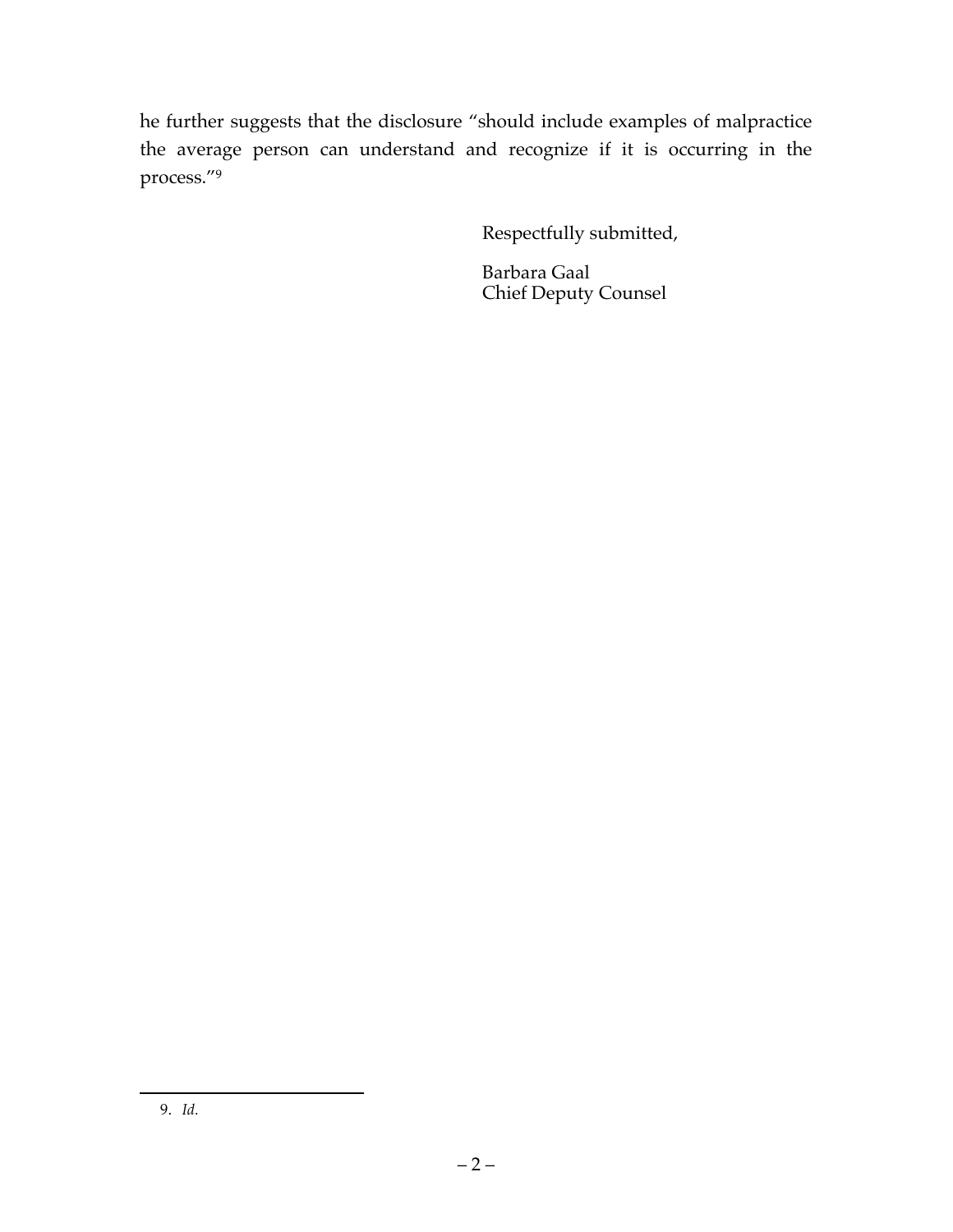he further suggests that the disclosure "should include examples of malpractice the average person can understand and recognize if it is occurring in the process."[9]

Respectfully submitted,

Barbara Gaal
Chief Deputy Counsel

---

9. *Id.*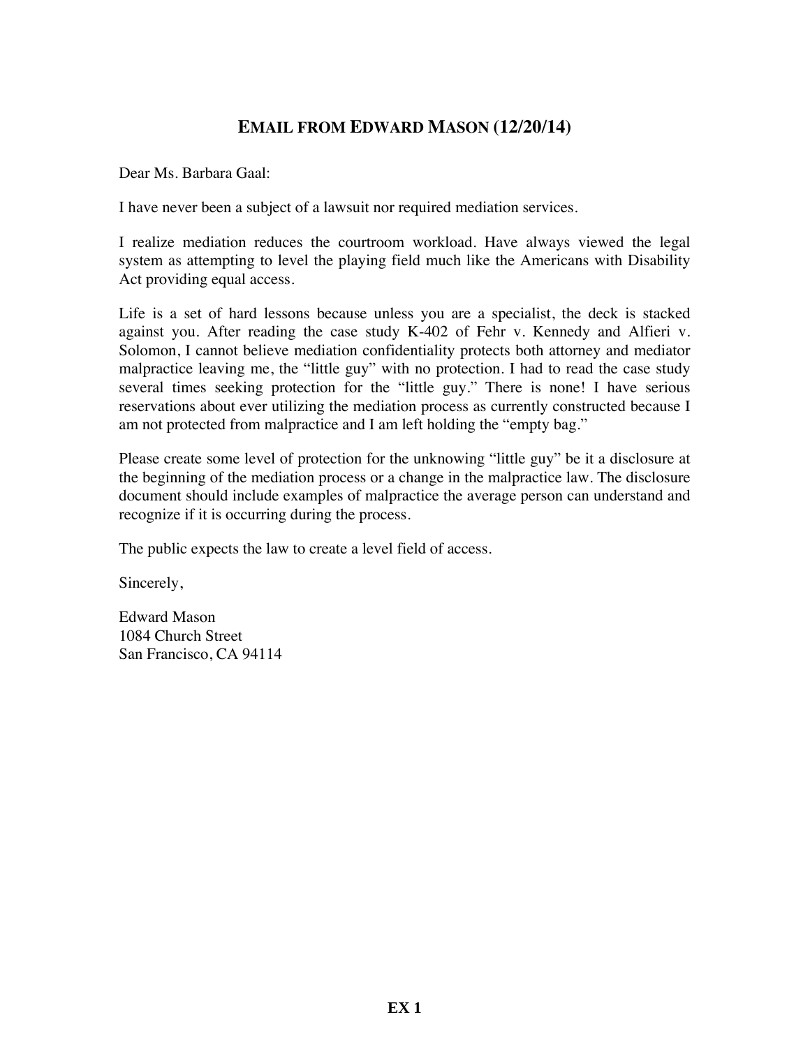## EMAIL FROM EDWARD MASON (12/20/14)

Dear Ms. Barbara Gaal:

I have never been a subject of a lawsuit nor required mediation services.

I realize mediation reduces the courtroom workload. Have always viewed the legal system as attempting to level the playing field much like the Americans with Disability Act providing equal access.

Life is a set of hard lessons because unless you are a specialist, the deck is stacked against you. After reading the case study K-402 of Fehr v. Kennedy and Alfieri v. Solomon, I cannot believe mediation confidentiality protects both attorney and mediator malpractice leaving me, the "little guy" with no protection. I had to read the case study several times seeking protection for the "little guy." There is none! I have serious reservations about ever utilizing the mediation process as currently constructed because I am not protected from malpractice and I am left holding the "empty bag."

Please create some level of protection for the unknowing "little guy" be it a disclosure at the beginning of the mediation process or a change in the malpractice law. The disclosure document should include examples of malpractice the average person can understand and recognize if it is occurring during the process.

The public expects the law to create a level field of access.

Sincerely,

Edward Mason
1084 Church Street
San Francisco, CA 94114

**EX 1**